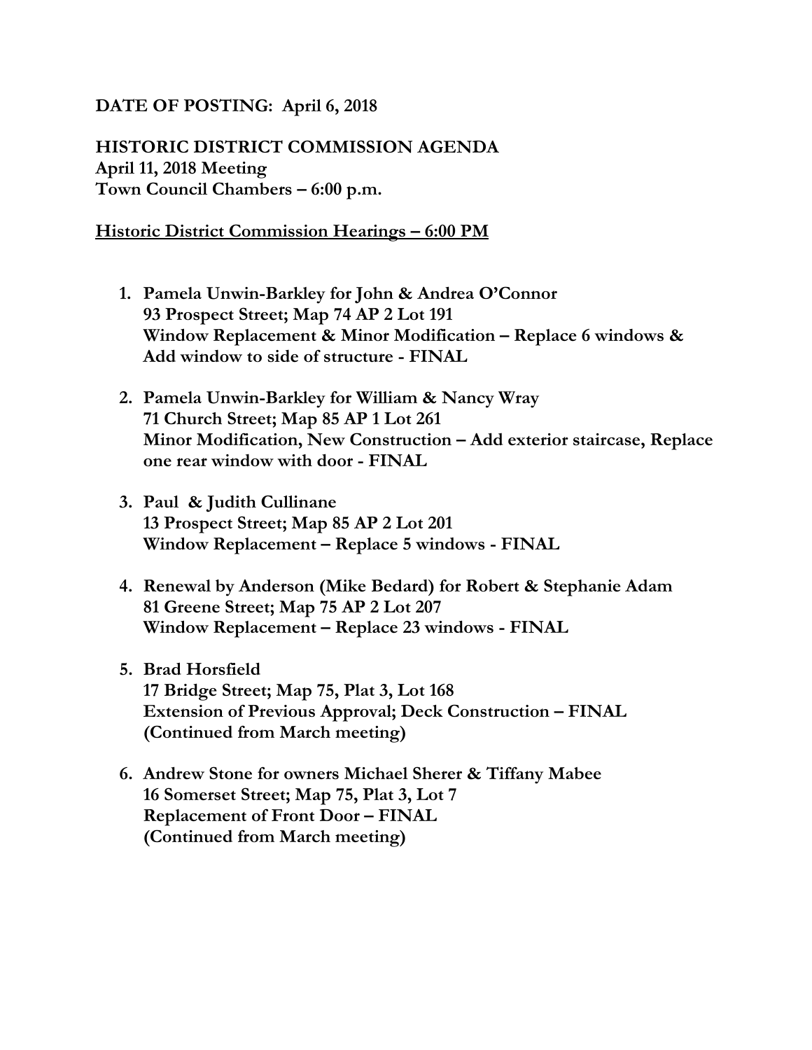**DATE OF POSTING: April 6, 2018**

**HISTORIC DISTRICT COMMISSION AGENDA**
**April 11, 2018 Meeting**
**Town Council Chambers – 6:00 p.m.**

**<u>Historic District Commission Hearings – 6:00 PM</u>**

1. **Pamela Unwin-Barkley for John & Andrea O'Connor**
   **93 Prospect Street; Map 74 AP 2 Lot 191**
   **Window Replacement & Minor Modification – Replace 6 windows & Add window to side of structure - FINAL**

2. **Pamela Unwin-Barkley for William & Nancy Wray**
   **71 Church Street; Map 85 AP 1 Lot 261**
   **Minor Modification, New Construction – Add exterior staircase, Replace one rear window with door - FINAL**

3. **Paul & Judith Cullinane**
   **13 Prospect Street; Map 85 AP 2 Lot 201**
   **Window Replacement – Replace 5 windows - FINAL**

4. **Renewal by Anderson (Mike Bedard) for Robert & Stephanie Adam**
   **81 Greene Street; Map 75 AP 2 Lot 207**
   **Window Replacement – Replace 23 windows - FINAL**

5. **Brad Horsfield**
   **17 Bridge Street; Map 75, Plat 3, Lot 168**
   **Extension of Previous Approval; Deck Construction – FINAL**
   **(Continued from March meeting)**

6. **Andrew Stone for owners Michael Sherer & Tiffany Mabee**
   **16 Somerset Street; Map 75, Plat 3, Lot 7**
   **Replacement of Front Door – FINAL**
   **(Continued from March meeting)**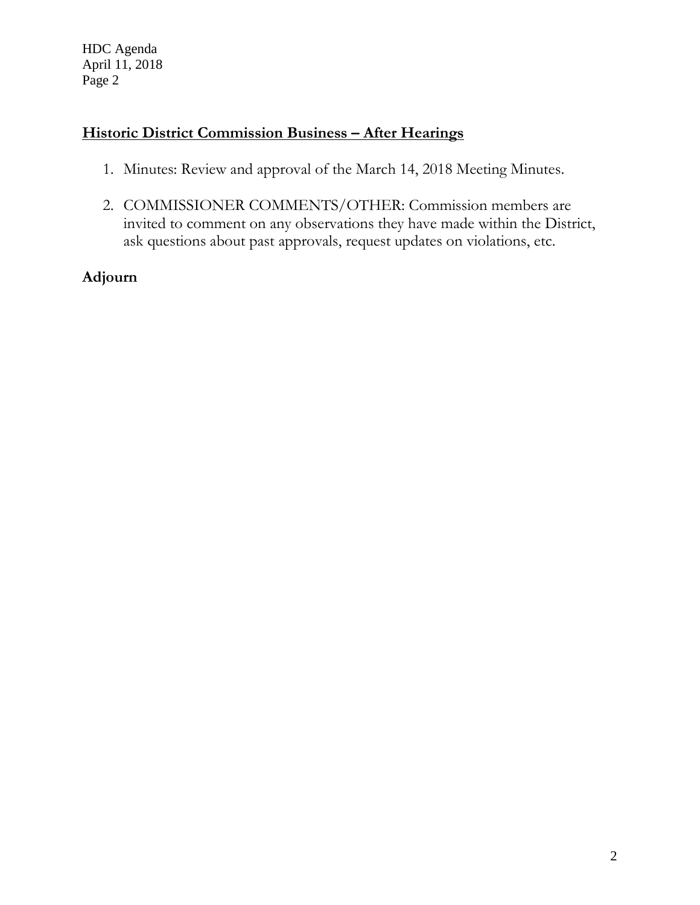## Historic District Commission Business – After Hearings

1. Minutes: Review and approval of the March 14, 2018 Meeting Minutes.
2. COMMISSIONER COMMENTS/OTHER: Commission members are invited to comment on any observations they have made within the District, ask questions about past approvals, request updates on violations, etc.

**Adjourn**